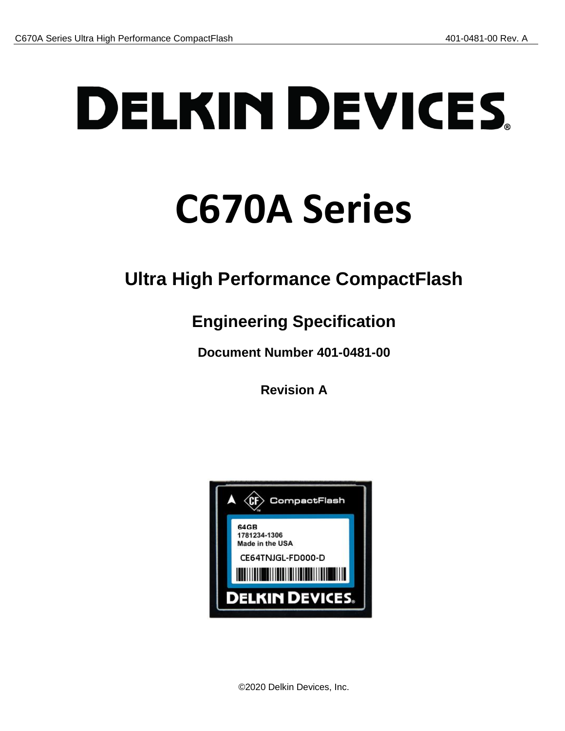# DELKIN DEVICES

# C670A Series

## Ultra High Performance CompactFlash

## Engineering Specification

**Document Number 401-0481-00**

**Revision A**

©2020 Delkin Devices, Inc.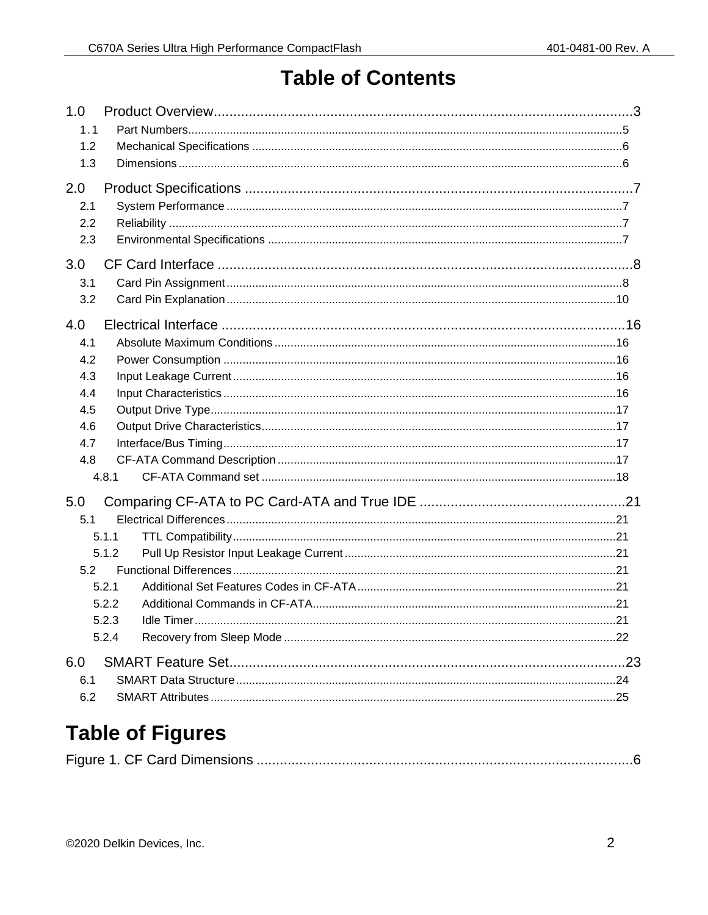# Table of Contents

1.0 Product Overview...3
- 1.1 Part Numbers...5
- 1.2 Mechanical Specifications...6
- 1.3 Dimensions...6

2.0 Product Specifications...7
- 2.1 System Performance...7
- 2.2 Reliability...7
- 2.3 Environmental Specifications...7

3.0 CF Card Interface...8
- 3.1 Card Pin Assignment...8
- 3.2 Card Pin Explanation...10

4.0 Electrical Interface...16
- 4.1 Absolute Maximum Conditions...16
- 4.2 Power Consumption...16
- 4.3 Input Leakage Current...16
- 4.4 Input Characteristics...16
- 4.5 Output Drive Type...17
- 4.6 Output Drive Characteristics...17
- 4.7 Interface/Bus Timing...17
- 4.8 CF-ATA Command Description...17
  - 4.8.1 CF-ATA Command set...18

5.0 Comparing CF-ATA to PC Card-ATA and True IDE...21
- 5.1 Electrical Differences...21
  - 5.1.1 TTL Compatibility...21
  - 5.1.2 Pull Up Resistor Input Leakage Current...21
- 5.2 Functional Differences...21
  - 5.2.1 Additional Set Features Codes in CF-ATA...21
  - 5.2.2 Additional Commands in CF-ATA...21
  - 5.2.3 Idle Timer...21
  - 5.2.4 Recovery from Sleep Mode...22

6.0 SMART Feature Set...23
- 6.1 SMART Data Structure...24
- 6.2 SMART Attributes...25

# Table of Figures

Figure 1. CF Card Dimensions...6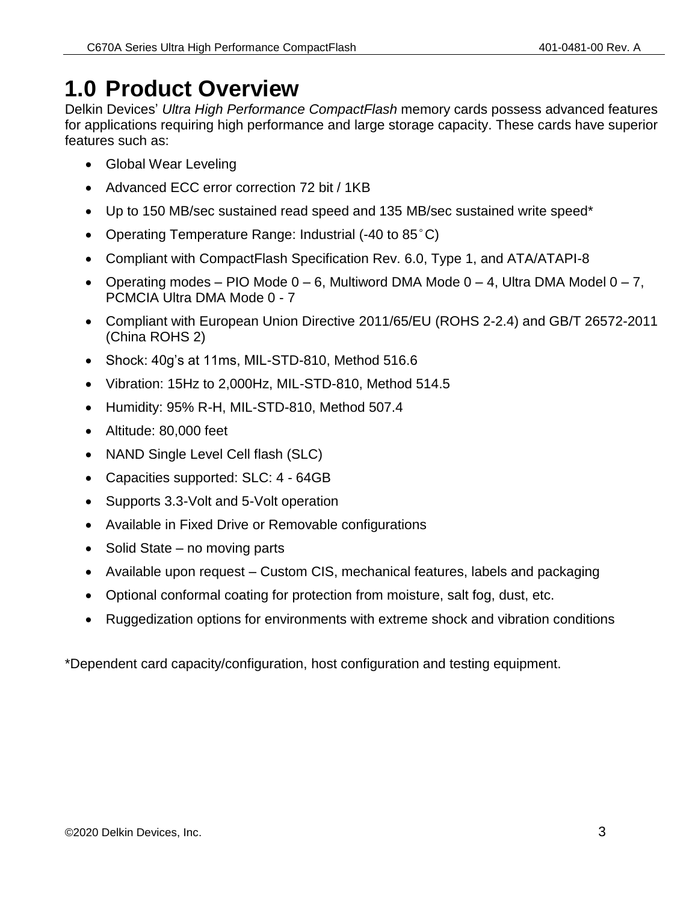# 1.0 Product Overview

Delkin Devices' *Ultra High Performance CompactFlash* memory cards possess advanced features for applications requiring high performance and large storage capacity. These cards have superior features such as:

- Global Wear Leveling
- Advanced ECC error correction 72 bit / 1KB
- Up to 150 MB/sec sustained read speed and 135 MB/sec sustained write speed*
- Operating Temperature Range: Industrial (-40 to 85˚C)
- Compliant with CompactFlash Specification Rev. 6.0, Type 1, and ATA/ATAPI-8
- Operating modes – PIO Mode 0 – 6, Multiword DMA Mode 0 – 4, Ultra DMA Model 0 – 7, PCMCIA Ultra DMA Mode 0 - 7
- Compliant with European Union Directive 2011/65/EU (ROHS 2-2.4) and GB/T 26572-2011 (China ROHS 2)
- Shock: 40g's at 11ms, MIL-STD-810, Method 516.6
- Vibration: 15Hz to 2,000Hz, MIL-STD-810, Method 514.5
- Humidity: 95% R-H, MIL-STD-810, Method 507.4
- Altitude: 80,000 feet
- NAND Single Level Cell flash (SLC)
- Capacities supported: SLC: 4 - 64GB
- Supports 3.3-Volt and 5-Volt operation
- Available in Fixed Drive or Removable configurations
- Solid State – no moving parts
- Available upon request – Custom CIS, mechanical features, labels and packaging
- Optional conformal coating for protection from moisture, salt fog, dust, etc.
- Ruggedization options for environments with extreme shock and vibration conditions

*Dependent card capacity/configuration, host configuration and testing equipment.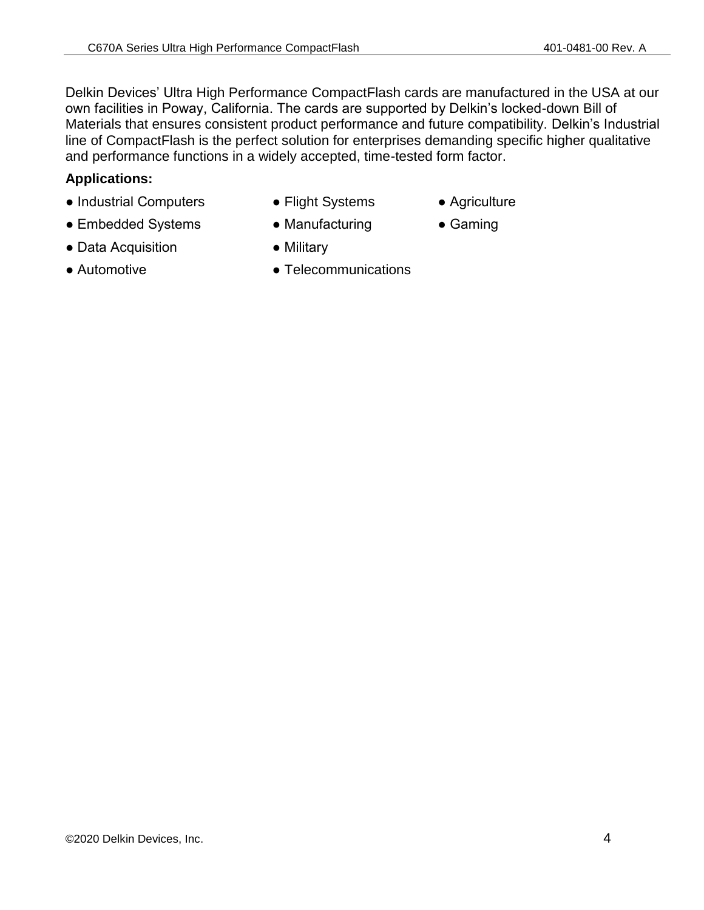Delkin Devices' Ultra High Performance CompactFlash cards are manufactured in the USA at our own facilities in Poway, California. The cards are supported by Delkin's locked-down Bill of Materials that ensures consistent product performance and future compatibility. Delkin's Industrial line of CompactFlash is the perfect solution for enterprises demanding specific higher qualitative and performance functions in a widely accepted, time-tested form factor.

**Applications:**

- Industrial Computers
- Embedded Systems
- Data Acquisition
- Automotive
- Flight Systems
- Manufacturing
- Military
- Telecommunications
- Agriculture
- Gaming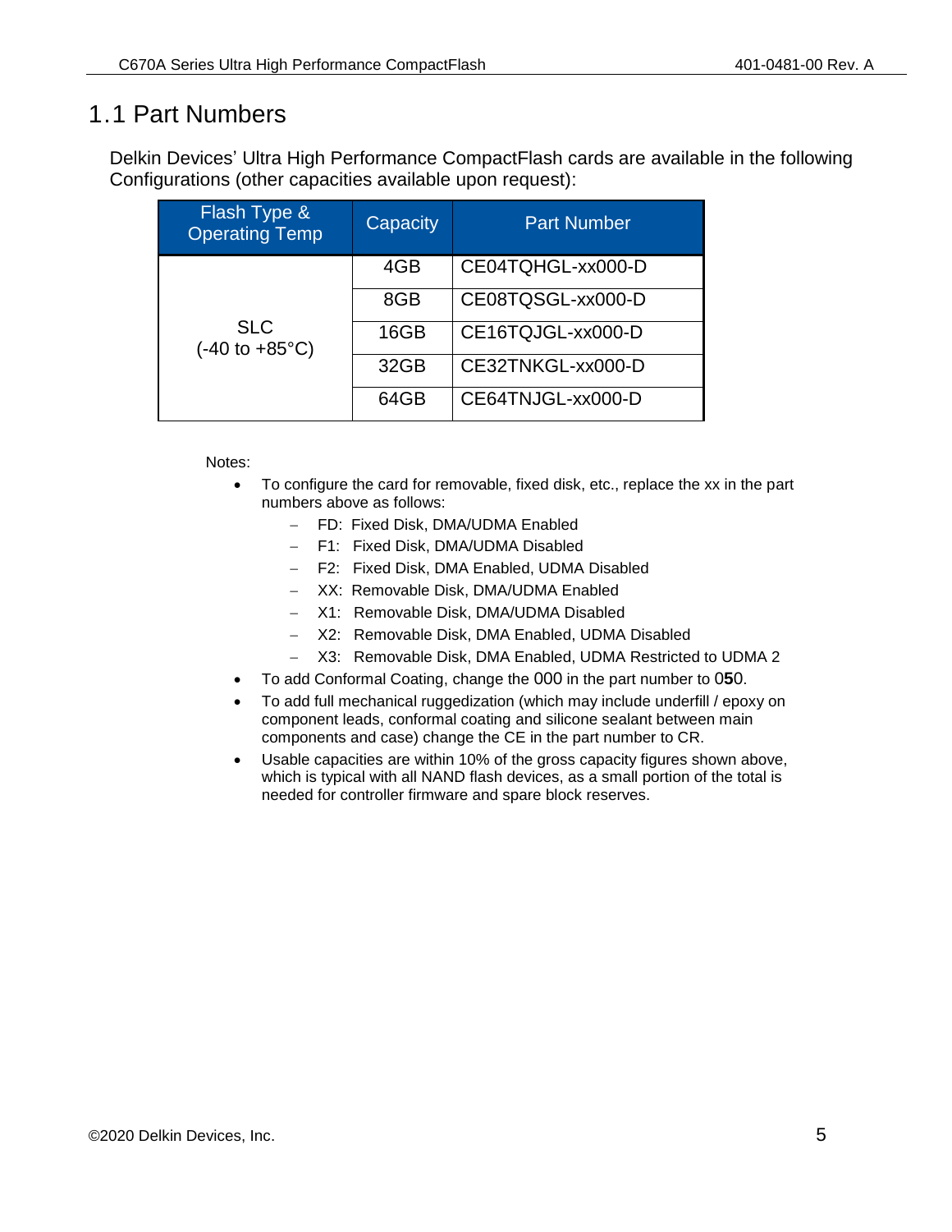## 1.1 Part Numbers

Delkin Devices' Ultra High Performance CompactFlash cards are available in the following Configurations (other capacities available upon request):

| Flash Type & Operating Temp | Capacity | Part Number |
|---|---|---|
| SLC (-40 to +85°C) | 4GB | CE04TQHGL-xx000-D |
| | 8GB | CE08TQSGL-xx000-D |
| | 16GB | CE16TQJGL-xx000-D |
| | 32GB | CE32TNKGL-xx000-D |
| | 64GB | CE64TNJGL-xx000-D |

Notes:

- To configure the card for removable, fixed disk, etc., replace the xx in the part numbers above as follows:
  - FD: Fixed Disk, DMA/UDMA Enabled
  - F1: Fixed Disk, DMA/UDMA Disabled
  - F2: Fixed Disk, DMA Enabled, UDMA Disabled
  - XX: Removable Disk, DMA/UDMA Enabled
  - X1: Removable Disk, DMA/UDMA Disabled
  - X2: Removable Disk, DMA Enabled, UDMA Disabled
  - X3: Removable Disk, DMA Enabled, UDMA Restricted to UDMA 2
- To add Conformal Coating, change the 000 in the part number to 0**5**0.
- To add full mechanical ruggedization (which may include underfill / epoxy on component leads, conformal coating and silicone sealant between main components and case) change the CE in the part number to CR.
- Usable capacities are within 10% of the gross capacity figures shown above, which is typical with all NAND flash devices, as a small portion of the total is needed for controller firmware and spare block reserves.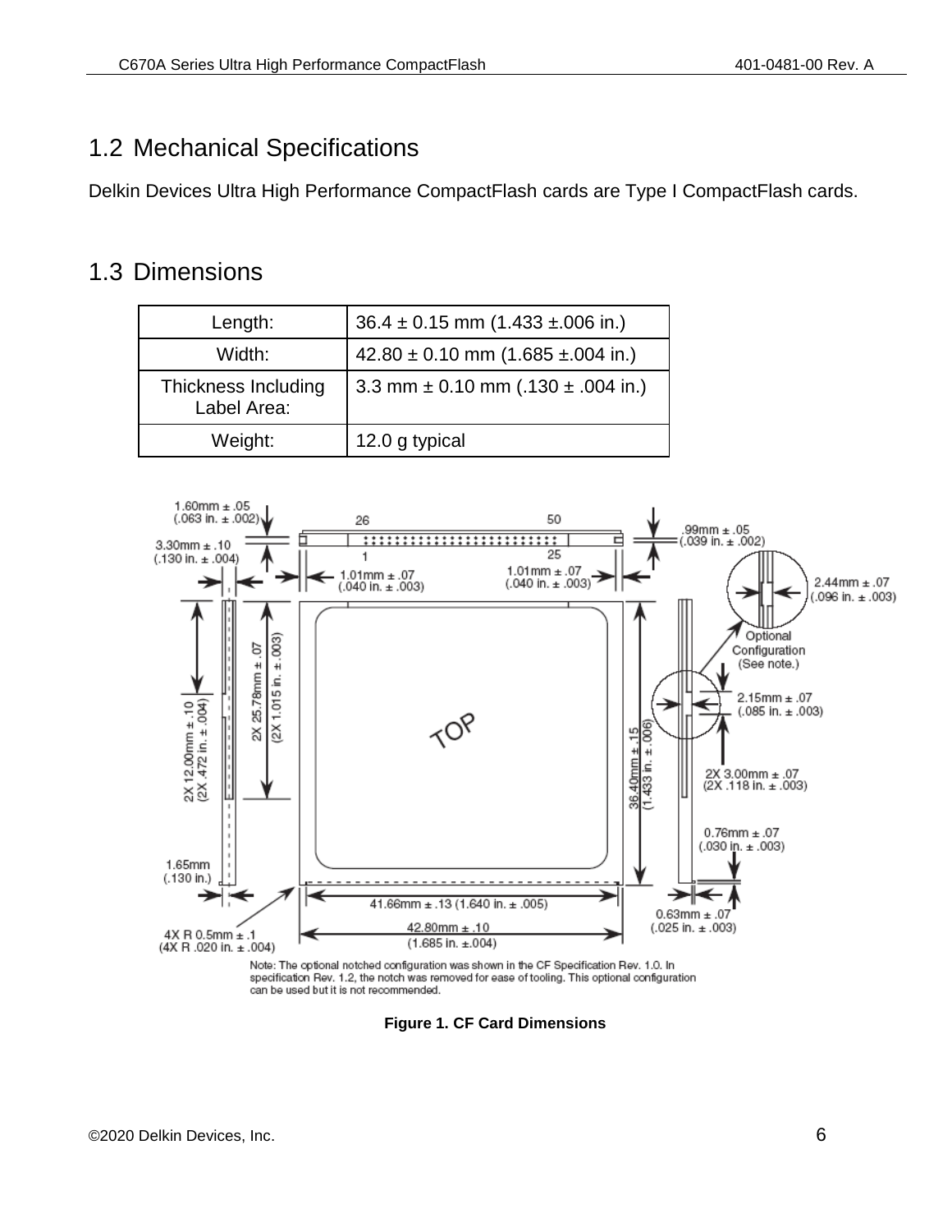## 1.2 Mechanical Specifications

Delkin Devices Ultra High Performance CompactFlash cards are Type I CompactFlash cards.

## 1.3 Dimensions

| Length: | 36.4 ± 0.15 mm (1.433 ±.006 in.) |
|---|---|
| Width: | 42.80 ± 0.10 mm (1.685 ±.004 in.) |
| Thickness Including Label Area: | 3.3 mm ± 0.10 mm (.130 ± .004 in.) |
| Weight: | 12.0 g typical |

Note: The optional notched configuration was shown in the CF Specification Rev. 1.0. In specification Rev. 1.2, the notch was removed for ease of tooling. This optional configuration can be used but it is not recommended.

**Figure 1. CF Card Dimensions**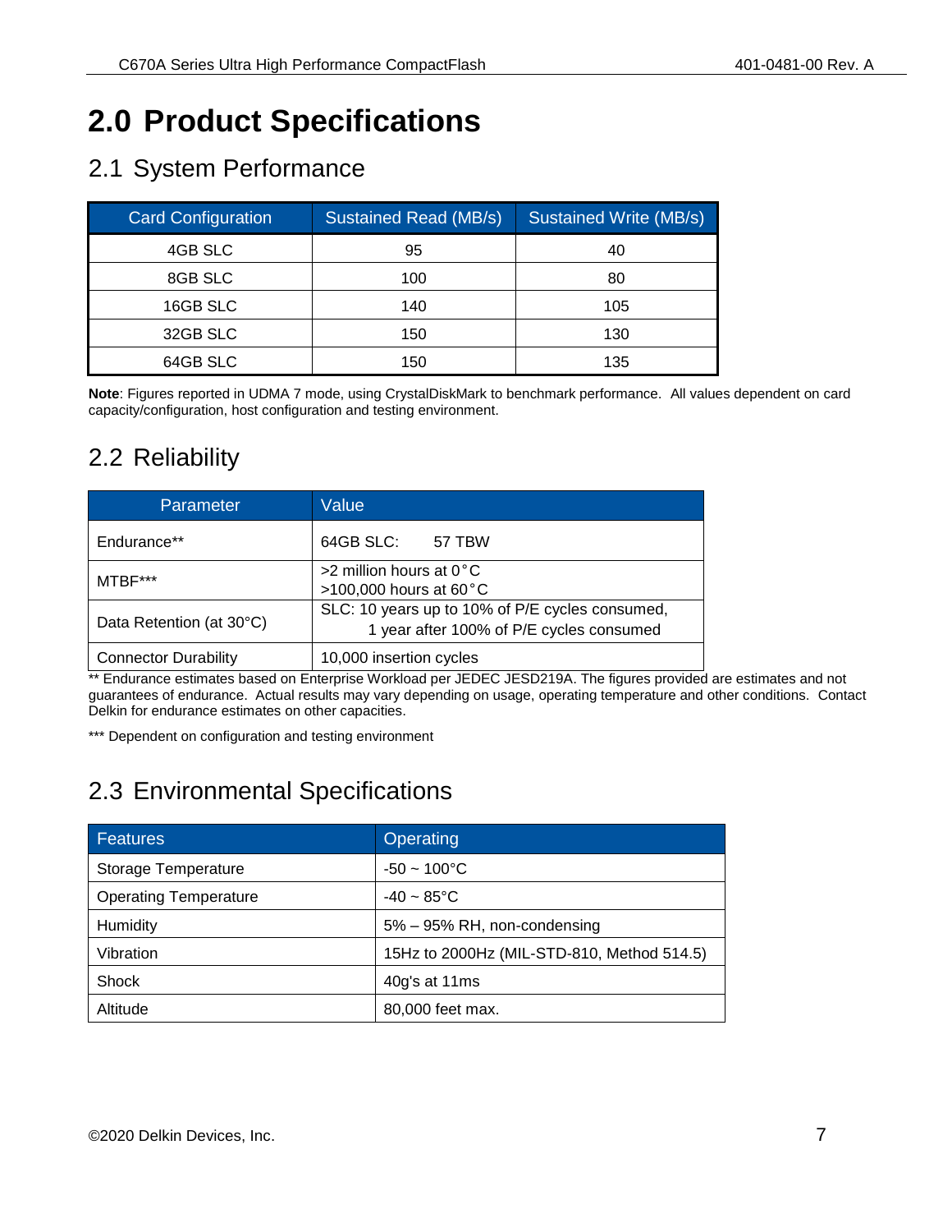# 2.0 Product Specifications

## 2.1 System Performance

| Card Configuration | Sustained Read (MB/s) | Sustained Write (MB/s) |
|---|---|---|
| 4GB SLC | 95 | 40 |
| 8GB SLC | 100 | 80 |
| 16GB SLC | 140 | 105 |
| 32GB SLC | 150 | 130 |
| 64GB SLC | 150 | 135 |

**Note**: Figures reported in UDMA 7 mode, using CrystalDiskMark to benchmark performance. All values dependent on card capacity/configuration, host configuration and testing environment.

## 2.2 Reliability

| Parameter | Value |
|---|---|
| Endurance** | 64GB SLC: 57 TBW |
| MTBF*** | >2 million hours at 0°C<br>>100,000 hours at 60°C |
| Data Retention (at 30°C) | SLC: 10 years up to 10% of P/E cycles consumed,<br>1 year after 100% of P/E cycles consumed |
| Connector Durability | 10,000 insertion cycles |

** Endurance estimates based on Enterprise Workload per JEDEC JESD219A. The figures provided are estimates and not guarantees of endurance. Actual results may vary depending on usage, operating temperature and other conditions. Contact Delkin for endurance estimates on other capacities.

*** Dependent on configuration and testing environment

## 2.3 Environmental Specifications

| Features | Operating |
|---|---|
| Storage Temperature | -50 ~ 100°C |
| Operating Temperature | -40 ~ 85°C |
| Humidity | 5% – 95% RH, non-condensing |
| Vibration | 15Hz to 2000Hz (MIL-STD-810, Method 514.5) |
| Shock | 40g's at 11ms |
| Altitude | 80,000 feet max. |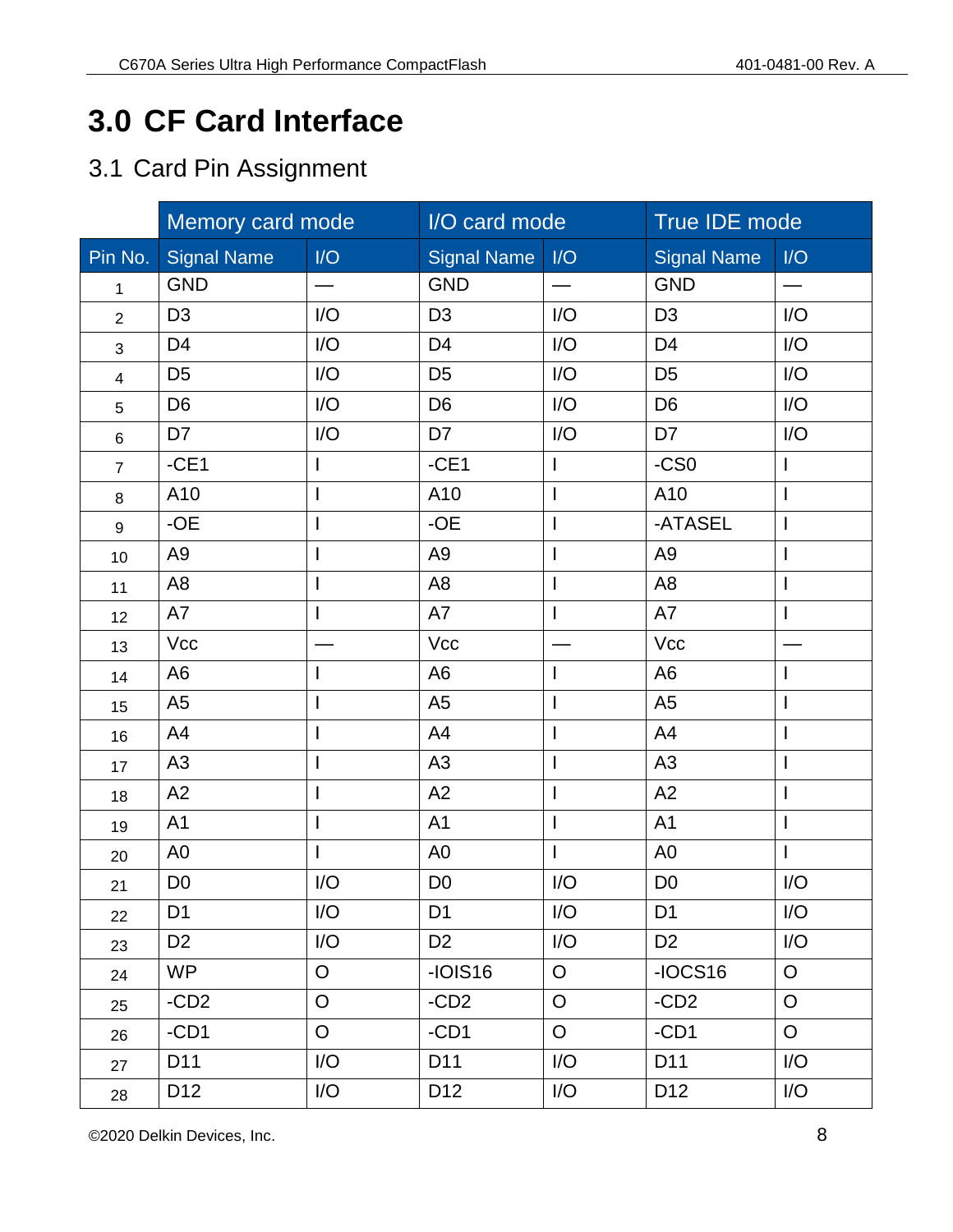# 3.0 CF Card Interface

## 3.1 Card Pin Assignment

| | Memory card mode | | I/O card mode | | True IDE mode | |
|---|---|---|---|---|---|---|
| Pin No. | Signal Name | I/O | Signal Name | I/O | Signal Name | I/O |
| 1 | GND | — | GND | — | GND | — |
| 2 | D3 | I/O | D3 | I/O | D3 | I/O |
| 3 | D4 | I/O | D4 | I/O | D4 | I/O |
| 4 | D5 | I/O | D5 | I/O | D5 | I/O |
| 5 | D6 | I/O | D6 | I/O | D6 | I/O |
| 6 | D7 | I/O | D7 | I/O | D7 | I/O |
| 7 | -CE1 | I | -CE1 | I | -CS0 | I |
| 8 | A10 | I | A10 | I | A10 | I |
| 9 | -OE | I | -OE | I | -ATASEL | I |
| 10 | A9 | I | A9 | I | A9 | I |
| 11 | A8 | I | A8 | I | A8 | I |
| 12 | A7 | I | A7 | I | A7 | I |
| 13 | Vcc | — | Vcc | — | Vcc | — |
| 14 | A6 | I | A6 | I | A6 | I |
| 15 | A5 | I | A5 | I | A5 | I |
| 16 | A4 | I | A4 | I | A4 | I |
| 17 | A3 | I | A3 | I | A3 | I |
| 18 | A2 | I | A2 | I | A2 | I |
| 19 | A1 | I | A1 | I | A1 | I |
| 20 | A0 | I | A0 | I | A0 | I |
| 21 | D0 | I/O | D0 | I/O | D0 | I/O |
| 22 | D1 | I/O | D1 | I/O | D1 | I/O |
| 23 | D2 | I/O | D2 | I/O | D2 | I/O |
| 24 | WP | O | -IOIS16 | O | -IOCS16 | O |
| 25 | -CD2 | O | -CD2 | O | -CD2 | O |
| 26 | -CD1 | O | -CD1 | O | -CD1 | O |
| 27 | D11 | I/O | D11 | I/O | D11 | I/O |
| 28 | D12 | I/O | D12 | I/O | D12 | I/O |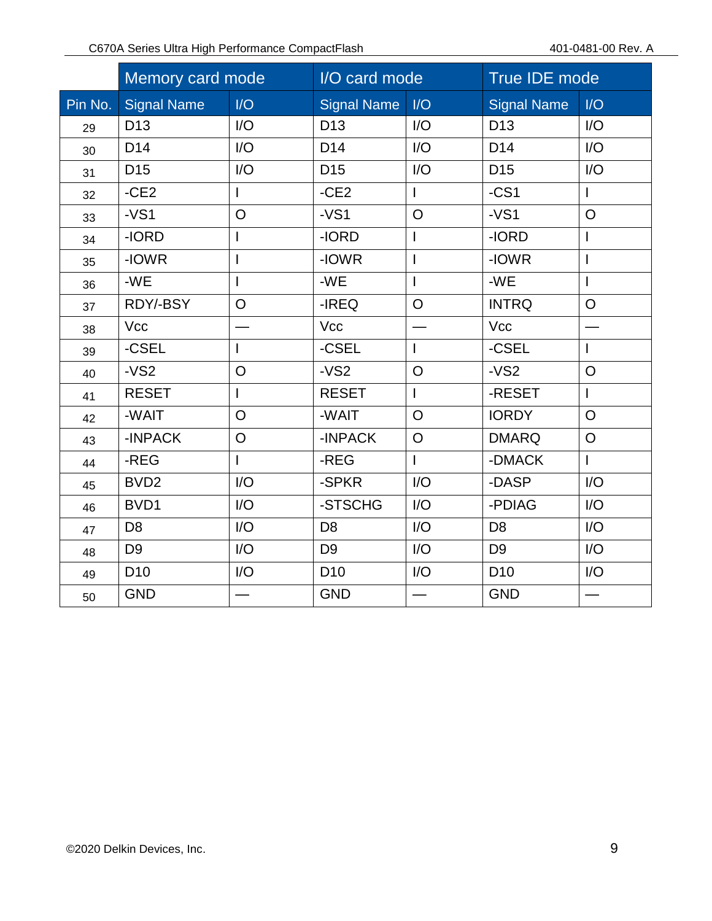| | Memory card mode | | I/O card mode | | True IDE mode | |
|---|---|---|---|---|---|---|
| Pin No. | Signal Name | I/O | Signal Name | I/O | Signal Name | I/O |
| 29 | D13 | I/O | D13 | I/O | D13 | I/O |
| 30 | D14 | I/O | D14 | I/O | D14 | I/O |
| 31 | D15 | I/O | D15 | I/O | D15 | I/O |
| 32 | -CE2 | I | -CE2 | I | -CS1 | I |
| 33 | -VS1 | O | -VS1 | O | -VS1 | O |
| 34 | -IORD | I | -IORD | I | -IORD | I |
| 35 | -IOWR | I | -IOWR | I | -IOWR | I |
| 36 | -WE | I | -WE | I | -WE | I |
| 37 | RDY/-BSY | O | -IREQ | O | INTRQ | O |
| 38 | Vcc | — | Vcc | — | Vcc | — |
| 39 | -CSEL | I | -CSEL | I | -CSEL | I |
| 40 | -VS2 | O | -VS2 | O | -VS2 | O |
| 41 | RESET | I | RESET | I | -RESET | I |
| 42 | -WAIT | O | -WAIT | O | IORDY | O |
| 43 | -INPACK | O | -INPACK | O | DMARQ | O |
| 44 | -REG | I | -REG | I | -DMACK | I |
| 45 | BVD2 | I/O | -SPKR | I/O | -DASP | I/O |
| 46 | BVD1 | I/O | -STSCHG | I/O | -PDIAG | I/O |
| 47 | D8 | I/O | D8 | I/O | D8 | I/O |
| 48 | D9 | I/O | D9 | I/O | D9 | I/O |
| 49 | D10 | I/O | D10 | I/O | D10 | I/O |
| 50 | GND | — | GND | — | GND | — |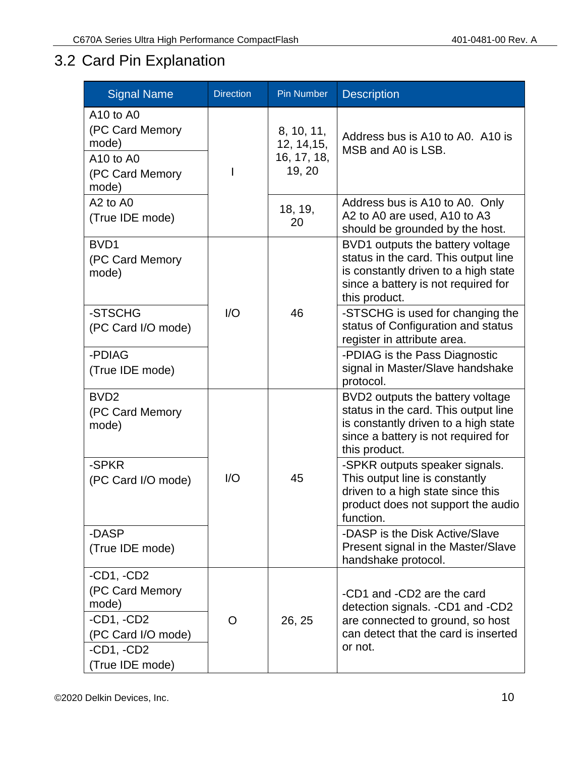## 3.2 Card Pin Explanation

| Signal Name | Direction | Pin Number | Description |
|---|---|---|---|
| A10 to A0 (PC Card Memory mode) | I | 8, 10, 11, 12, 14,15, 16, 17, 18, 19, 20 | Address bus is A10 to A0. A10 is MSB and A0 is LSB. |
| A10 to A0 (PC Card Memory mode) | | | |
| A2 to A0 (True IDE mode) | | 18, 19, 20 | Address bus is A10 to A0. Only A2 to A0 are used, A10 to A3 should be grounded by the host. |
| BVD1 (PC Card Memory mode) | I/O | 46 | BVD1 outputs the battery voltage status in the card. This output line is constantly driven to a high state since a battery is not required for this product. |
| -STSCHG (PC Card I/O mode) | | | -STSCHG is used for changing the status of Configuration and status register in attribute area. |
| -PDIAG (True IDE mode) | | | -PDIAG is the Pass Diagnostic signal in Master/Slave handshake protocol. |
| BVD2 (PC Card Memory mode) | I/O | 45 | BVD2 outputs the battery voltage status in the card. This output line is constantly driven to a high state since a battery is not required for this product. |
| -SPKR (PC Card I/O mode) | | | -SPKR outputs speaker signals. This output line is constantly driven to a high state since this product does not support the audio function. |
| -DASP (True IDE mode) | | | -DASP is the Disk Active/Slave Present signal in the Master/Slave handshake protocol. |
| -CD1, -CD2 (PC Card Memory mode) | O | 26, 25 | -CD1 and -CD2 are the card detection signals. -CD1 and -CD2 are connected to ground, so host can detect that the card is inserted or not. |
| -CD1, -CD2 (PC Card I/O mode) | | | |
| -CD1, -CD2 (True IDE mode) | | | |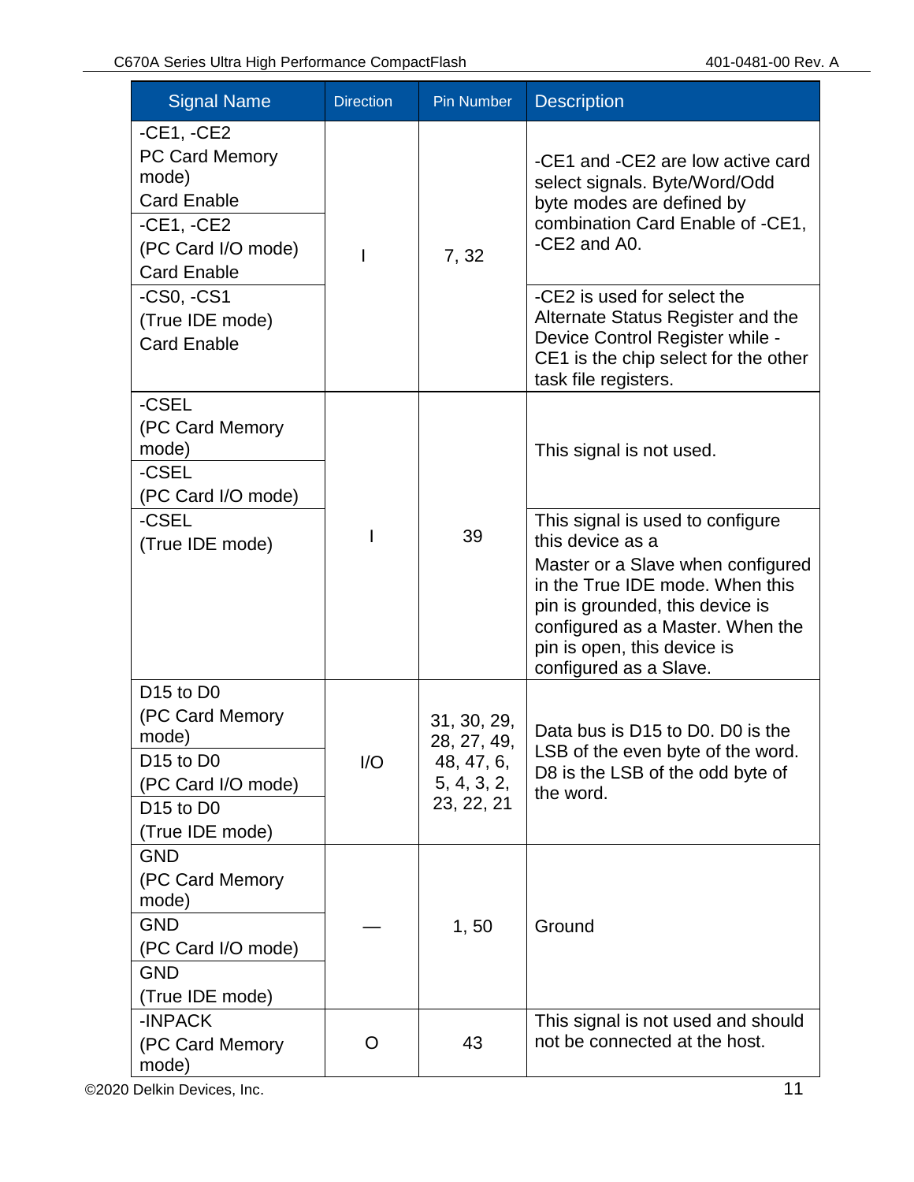| Signal Name | Direction | Pin Number | Description |
| --- | --- | --- | --- |
| -CE1, -CE2<br>PC Card Memory mode)<br>Card Enable | I | 7, 32 | -CE1 and -CE2 are low active card select signals. Byte/Word/Odd byte modes are defined by combination Card Enable of -CE1, -CE2 and A0. |
| -CE1, -CE2<br>(PC Card I/O mode)<br>Card Enable | | | |
| -CS0, -CS1<br>(True IDE mode)<br>Card Enable | | | -CE2 is used for select the Alternate Status Register and the Device Control Register while -CE1 is the chip select for the other task file registers. |
| -CSEL<br>(PC Card Memory mode) | I | 39 | This signal is not used. |
| -CSEL<br>(PC Card I/O mode) | | | |
| -CSEL<br>(True IDE mode) | | | This signal is used to configure this device as a<br>Master or a Slave when configured in the True IDE mode. When this pin is grounded, this device is configured as a Master. When the pin is open, this device is configured as a Slave. |
| D15 to D0<br>(PC Card Memory mode) | I/O | 31, 30, 29, 28, 27, 49, 48, 47, 6, 5, 4, 3, 2, 23, 22, 21 | Data bus is D15 to D0. D0 is the LSB of the even byte of the word. D8 is the LSB of the odd byte of the word. |
| D15 to D0<br>(PC Card I/O mode) | | | |
| D15 to D0<br>(True IDE mode) | | | |
| GND<br>(PC Card Memory mode) | — | 1, 50 | Ground |
| GND<br>(PC Card I/O mode) | | | |
| GND<br>(True IDE mode) | | | |
| -INPACK<br>(PC Card Memory mode) | O | 43 | This signal is not used and should not be connected at the host. |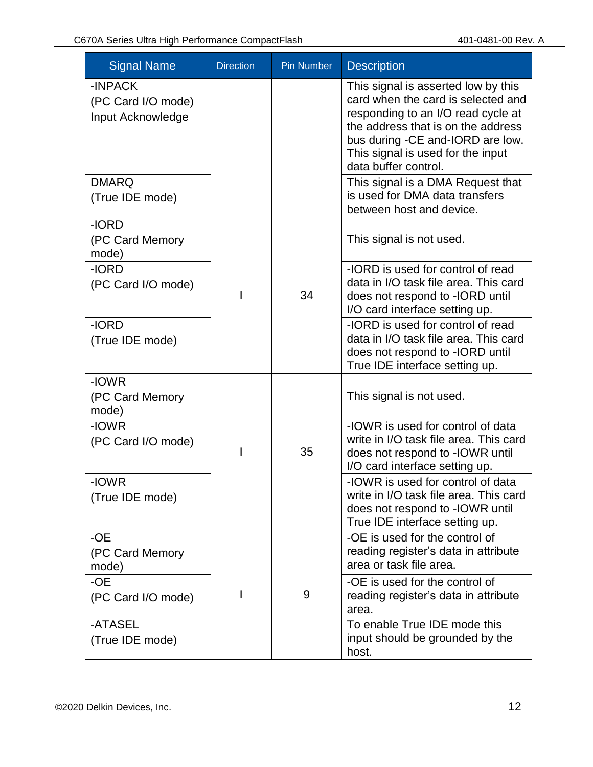| Signal Name | Direction | Pin Number | Description |
| --- | --- | --- | --- |
| -INPACK (PC Card I/O mode) Input Acknowledge | | | This signal is asserted low by this card when the card is selected and responding to an I/O read cycle at the address that is on the address bus during -CE and-IORD are low. This signal is used for the input data buffer control. |
| DMARQ (True IDE mode) | | | This signal is a DMA Request that is used for DMA data transfers between host and device. |
| -IORD (PC Card Memory mode) | I | 34 | This signal is not used. |
| -IORD (PC Card I/O mode) | | | -IORD is used for control of read data in I/O task file area. This card does not respond to -IORD until I/O card interface setting up. |
| -IORD (True IDE mode) | | | -IORD is used for control of read data in I/O task file area. This card does not respond to -IORD until True IDE interface setting up. |
| -IOWR (PC Card Memory mode) | I | 35 | This signal is not used. |
| -IOWR (PC Card I/O mode) | | | -IOWR is used for control of data write in I/O task file area. This card does not respond to -IOWR until I/O card interface setting up. |
| -IOWR (True IDE mode) | | | -IOWR is used for control of data write in I/O task file area. This card does not respond to -IOWR until True IDE interface setting up. |
| -OE (PC Card Memory mode) | I | 9 | -OE is used for the control of reading register's data in attribute area or task file area. |
| -OE (PC Card I/O mode) | | | -OE is used for the control of reading register's data in attribute area. |
| -ATASEL (True IDE mode) | | | To enable True IDE mode this input should be grounded by the host. |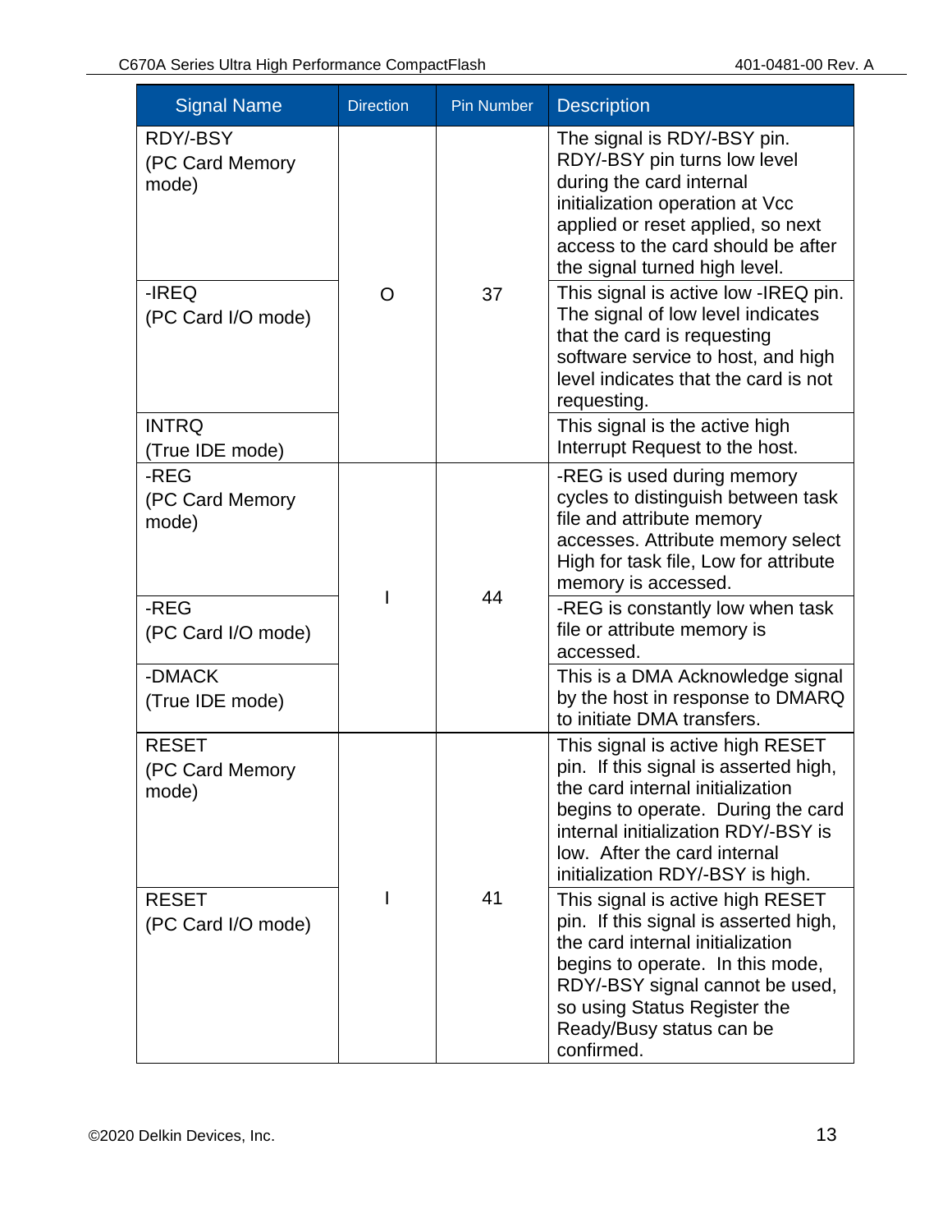| Signal Name | Direction | Pin Number | Description |
|---|---|---|---|
| RDY/-BSY (PC Card Memory mode) | O | 37 | The signal is RDY/-BSY pin. RDY/-BSY pin turns low level during the card internal initialization operation at Vcc applied or reset applied, so next access to the card should be after the signal turned high level. |
| -IREQ (PC Card I/O mode) | | | This signal is active low -IREQ pin. The signal of low level indicates that the card is requesting software service to host, and high level indicates that the card is not requesting. |
| INTRQ (True IDE mode) | | | This signal is the active high Interrupt Request to the host. |
| -REG (PC Card Memory mode) | I | 44 | -REG is used during memory cycles to distinguish between task file and attribute memory accesses. Attribute memory select High for task file, Low for attribute memory is accessed. |
| -REG (PC Card I/O mode) | | | -REG is constantly low when task file or attribute memory is accessed. |
| -DMACK (True IDE mode) | | | This is a DMA Acknowledge signal by the host in response to DMARQ to initiate DMA transfers. |
| RESET (PC Card Memory mode) | I | 41 | This signal is active high RESET pin. If this signal is asserted high, the card internal initialization begins to operate. During the card internal initialization RDY/-BSY is low. After the card internal initialization RDY/-BSY is high. |
| RESET (PC Card I/O mode) | | | This signal is active high RESET pin. If this signal is asserted high, the card internal initialization begins to operate. In this mode, RDY/-BSY signal cannot be used, so using Status Register the Ready/Busy status can be confirmed. |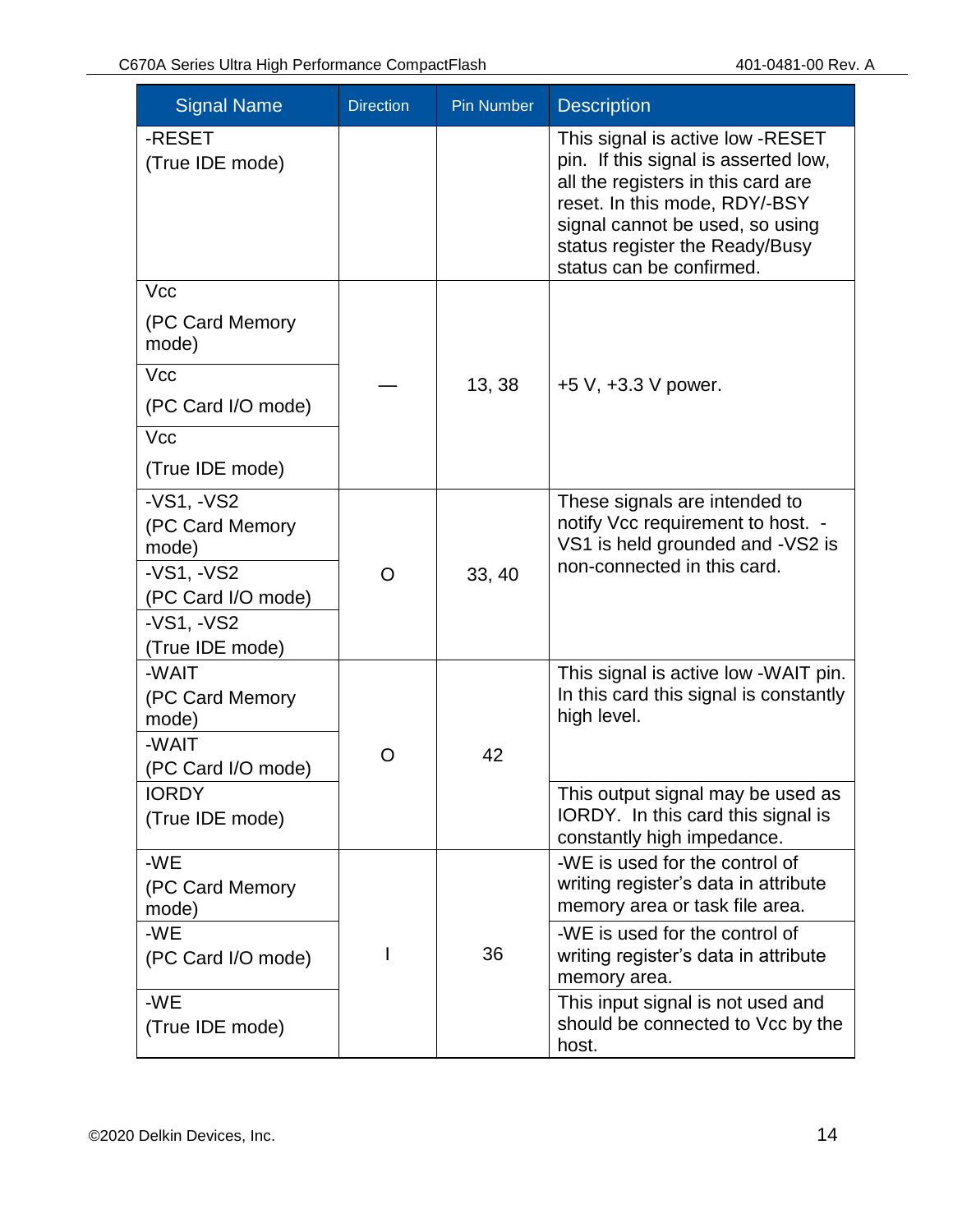| Signal Name | Direction | Pin Number | Description |
|---|---|---|---|
| -RESET (True IDE mode) | | | This signal is active low -RESET pin. If this signal is asserted low, all the registers in this card are reset. In this mode, RDY/-BSY signal cannot be used, so using status register the Ready/Busy status can be confirmed. |
| Vcc (PC Card Memory mode) | — | 13, 38 | +5 V, +3.3 V power. |
| Vcc (PC Card I/O mode) | | | |
| Vcc (True IDE mode) | | | |
| -VS1, -VS2 (PC Card Memory mode) | O | 33, 40 | These signals are intended to notify Vcc requirement to host. -VS1 is held grounded and -VS2 is non-connected in this card. |
| -VS1, -VS2 (PC Card I/O mode) | | | |
| -VS1, -VS2 (True IDE mode) | | | |
| -WAIT (PC Card Memory mode) | O | 42 | This signal is active low -WAIT pin. In this card this signal is constantly high level. |
| -WAIT (PC Card I/O mode) | | | |
| IORDY (True IDE mode) | | | This output signal may be used as IORDY. In this card this signal is constantly high impedance. |
| -WE (PC Card Memory mode) | I | 36 | -WE is used for the control of writing register's data in attribute memory area or task file area. |
| -WE (PC Card I/O mode) | | | -WE is used for the control of writing register's data in attribute memory area. |
| -WE (True IDE mode) | | | This input signal is not used and should be connected to Vcc by the host. |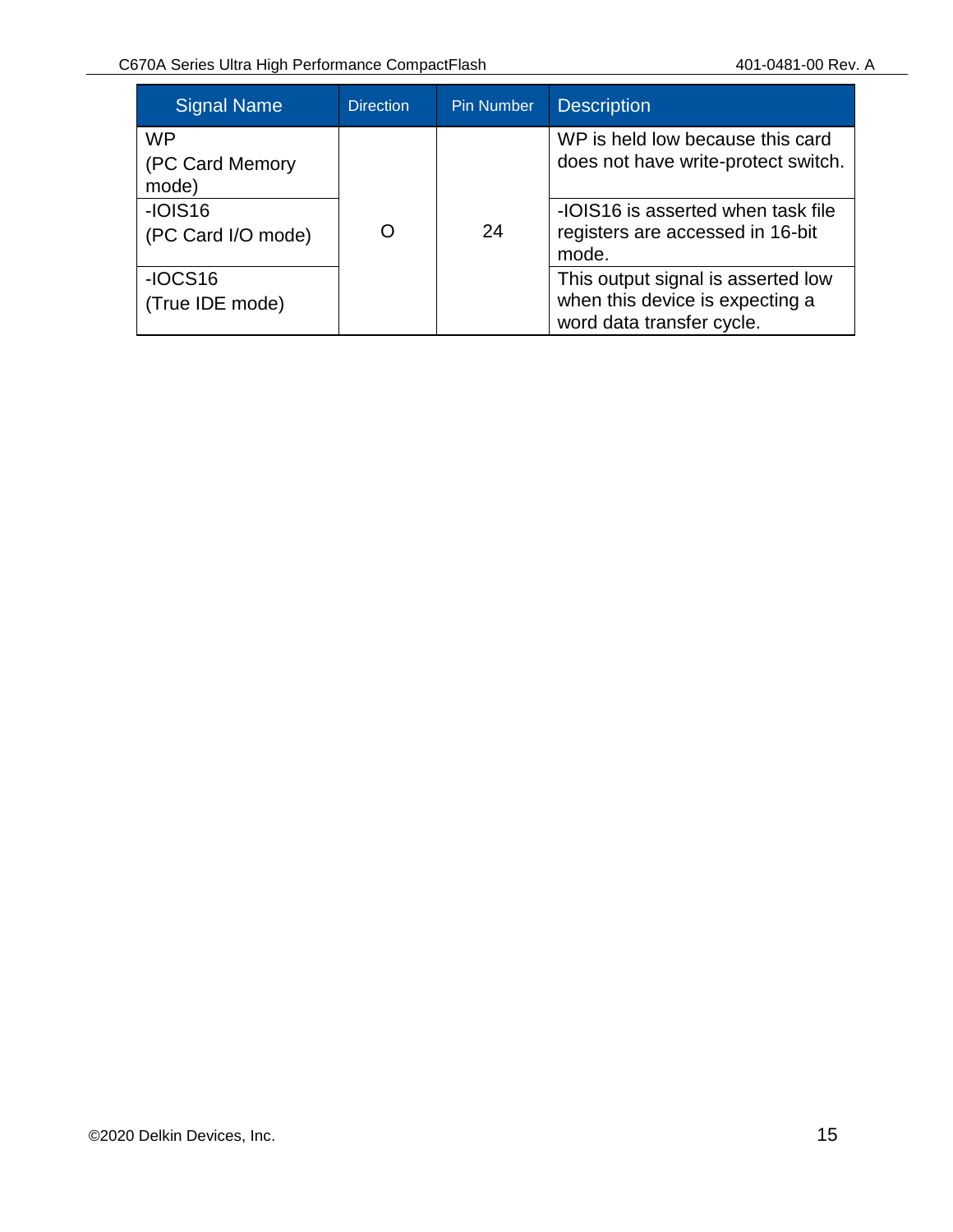| Signal Name | Direction | Pin Number | Description |
|---|---|---|---|
| WP<br>(PC Card Memory mode) | O | 24 | WP is held low because this card does not have write-protect switch. |
| -IOIS16<br>(PC Card I/O mode) | | | -IOIS16 is asserted when task file registers are accessed in 16-bit mode. |
| -IOCS16<br>(True IDE mode) | | | This output signal is asserted low when this device is expecting a word data transfer cycle. |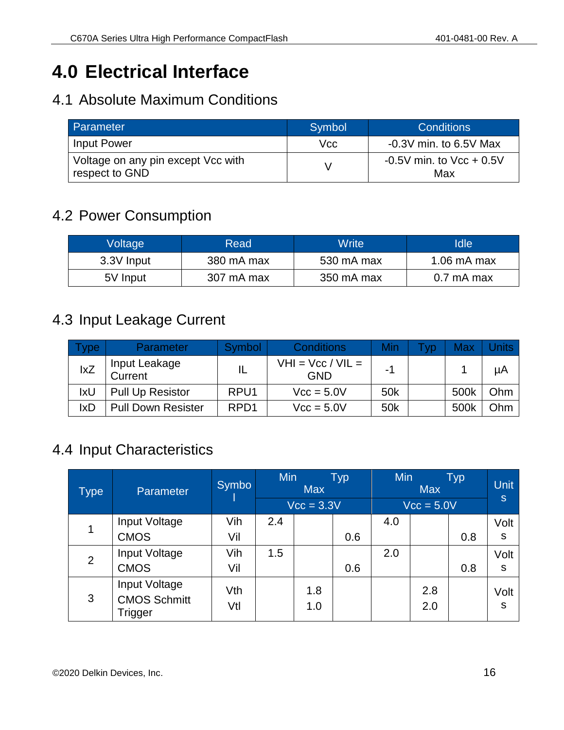# 4.0 Electrical Interface

## 4.1 Absolute Maximum Conditions

| Parameter | Symbol | Conditions |
|---|---|---|
| Input Power | Vcc | -0.3V min. to 6.5V Max |
| Voltage on any pin except Vcc with respect to GND | V | -0.5V min. to Vcc + 0.5V Max |

## 4.2 Power Consumption

| Voltage | Read | Write | Idle |
|---|---|---|---|
| 3.3V Input | 380 mA max | 530 mA max | 1.06 mA max |
| 5V Input | 307 mA max | 350 mA max | 0.7 mA max |

## 4.3 Input Leakage Current

| Type | Parameter | Symbol | Conditions | Min | Typ | Max | Units |
|---|---|---|---|---|---|---|---|
| IxZ | Input Leakage Current | IL | VHI = Vcc / VIL = GND | -1 | | 1 | µA |
| IxU | Pull Up Resistor | RPU1 | Vcc = 5.0V | 50k | | 500k | Ohm |
| IxD | Pull Down Resister | RPD1 | Vcc = 5.0V | 50k | | 500k | Ohm |

## 4.4 Input Characteristics

| Type | Parameter | Symbol | Min | Typ | Max | Min | Typ | Max | Units |
|---|---|---|---|---|---|---|---|---|---|
| | | | Vcc = 3.3V | | | Vcc = 5.0V | | | |
| 1 | Input Voltage CMOS | Vih<br>Vil | 2.4 | | 0.6 | 4.0 | | 0.8 | Volts |
| 2 | Input Voltage CMOS | Vih<br>Vil | 1.5 | | 0.6 | 2.0 | | 0.8 | Volts |
| 3 | Input Voltage CMOS Schmitt Trigger | Vth<br>Vtl | | 1.8<br>1.0 | | | 2.8<br>2.0 | | Volts |

©2020 Delkin Devices, Inc.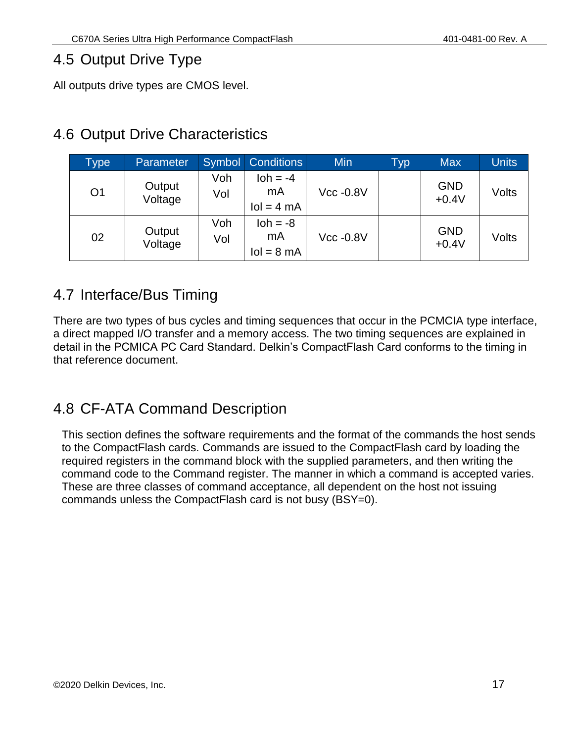## 4.5 Output Drive Type

All outputs drive types are CMOS level.

## 4.6 Output Drive Characteristics

| Type | Parameter | Symbol | Conditions | Min | Typ | Max | Units |
|---|---|---|---|---|---|---|---|
| O1 | Output Voltage | Voh<br>Vol | Ioh = -4 mA<br>Iol = 4 mA | Vcc -0.8V | | GND +0.4V | Volts |
| 02 | Output Voltage | Voh<br>Vol | Ioh = -8 mA<br>Iol = 8 mA | Vcc -0.8V | | GND +0.4V | Volts |

## 4.7 Interface/Bus Timing

There are two types of bus cycles and timing sequences that occur in the PCMCIA type interface, a direct mapped I/O transfer and a memory access. The two timing sequences are explained in detail in the PCMICA PC Card Standard. Delkin's CompactFlash Card conforms to the timing in that reference document.

## 4.8 CF-ATA Command Description

This section defines the software requirements and the format of the commands the host sends to the CompactFlash cards. Commands are issued to the CompactFlash card by loading the required registers in the command block with the supplied parameters, and then writing the command code to the Command register. The manner in which a command is accepted varies. These are three classes of command acceptance, all dependent on the host not issuing commands unless the CompactFlash card is not busy (BSY=0).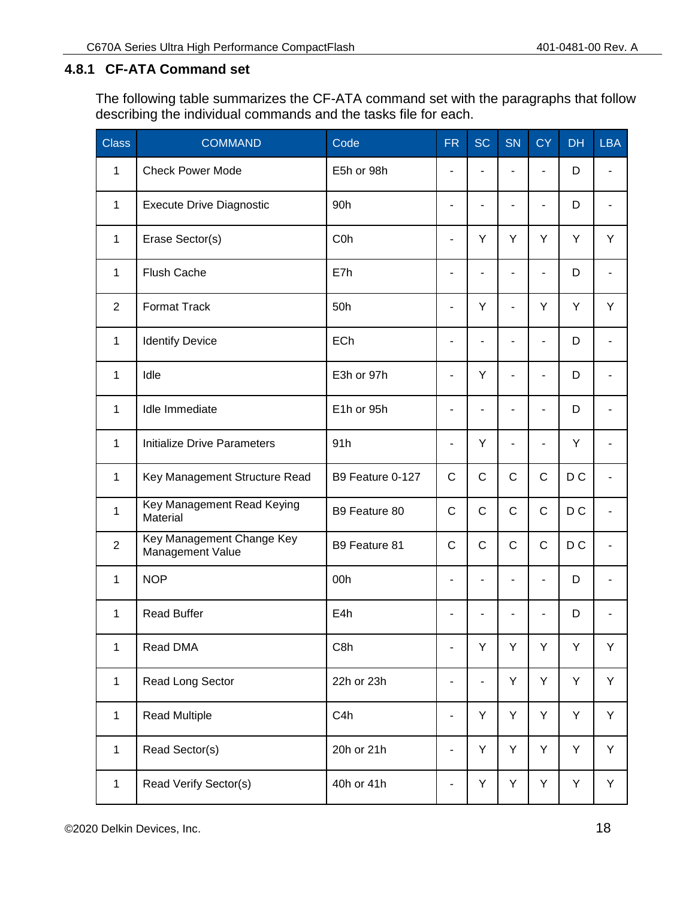### 4.8.1 CF-ATA Command set

The following table summarizes the CF-ATA command set with the paragraphs that follow describing the individual commands and the tasks file for each.

| Class | COMMAND | Code | FR | SC | SN | CY | DH | LBA |
|---|---|---|---|---|---|---|---|---|
| 1 | Check Power Mode | E5h or 98h | - | - | - | - | D | - |
| 1 | Execute Drive Diagnostic | 90h | - | - | - | - | D | - |
| 1 | Erase Sector(s) | C0h | - | Y | Y | Y | Y | Y |
| 1 | Flush Cache | E7h | - | - | - | - | D | - |
| 2 | Format Track | 50h | - | Y | - | Y | Y | Y |
| 1 | Identify Device | ECh | - | - | - | - | D | - |
| 1 | Idle | E3h or 97h | - | Y | - | - | D | - |
| 1 | Idle Immediate | E1h or 95h | - | - | - | - | D | - |
| 1 | Initialize Drive Parameters | 91h | - | Y | - | - | Y | - |
| 1 | Key Management Structure Read | B9 Feature 0-127 | C | C | C | C | D C | - |
| 1 | Key Management Read Keying Material | B9 Feature 80 | C | C | C | C | D C | - |
| 2 | Key Management Change Key Management Value | B9 Feature 81 | C | C | C | C | D C | - |
| 1 | NOP | 00h | - | - | - | - | D | - |
| 1 | Read Buffer | E4h | - | - | - | - | D | - |
| 1 | Read DMA | C8h | - | Y | Y | Y | Y | Y |
| 1 | Read Long Sector | 22h or 23h | - | - | Y | Y | Y | Y |
| 1 | Read Multiple | C4h | - | Y | Y | Y | Y | Y |
| 1 | Read Sector(s) | 20h or 21h | - | Y | Y | Y | Y | Y |
| 1 | Read Verify Sector(s) | 40h or 41h | - | Y | Y | Y | Y | Y |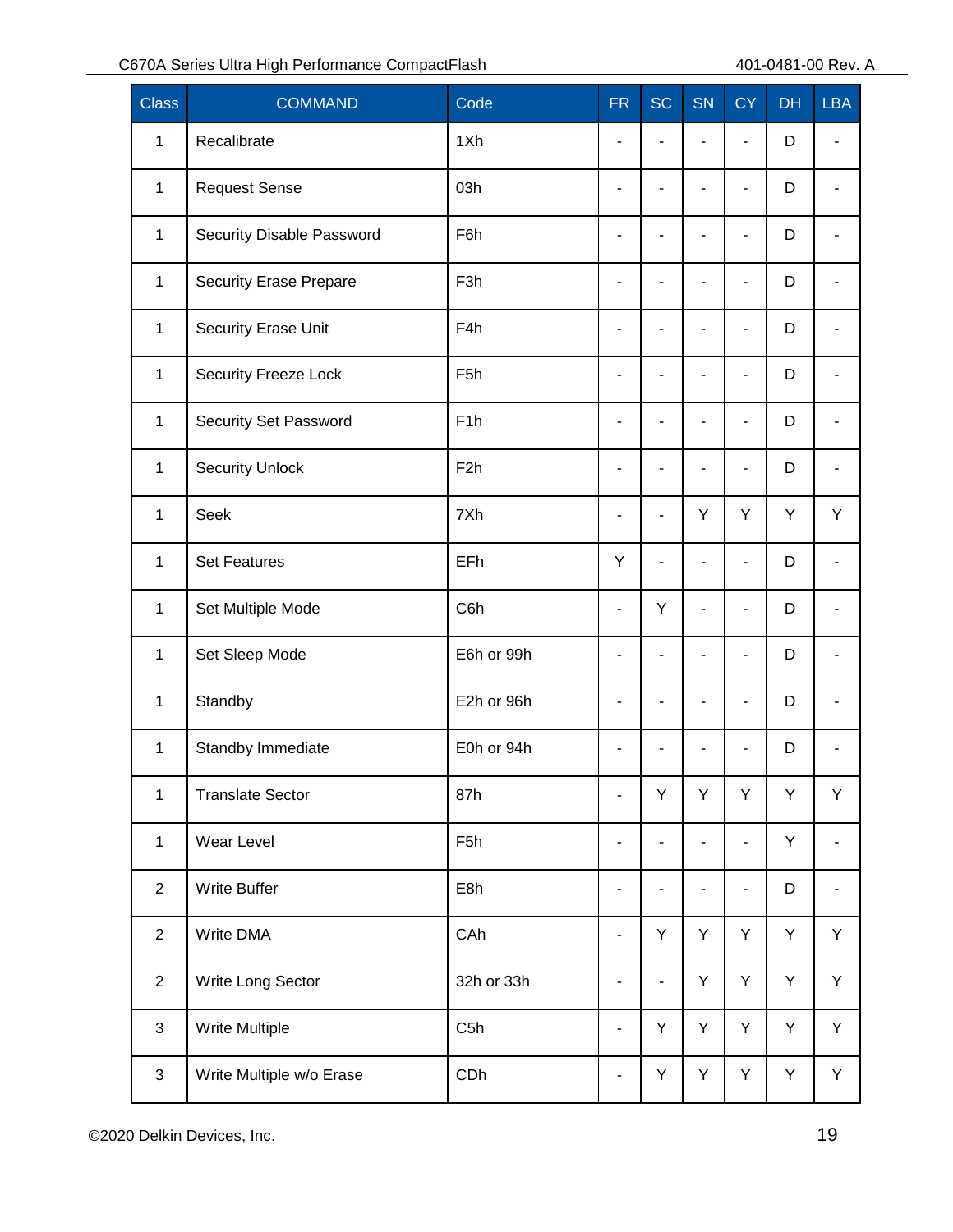| Class | COMMAND | Code | FR | SC | SN | CY | DH | LBA |
|---|---|---|---|---|---|---|---|---|
| 1 | Recalibrate | 1Xh | - | - | - | - | D | - |
| 1 | Request Sense | 03h | - | - | - | - | D | - |
| 1 | Security Disable Password | F6h | - | - | - | - | D | - |
| 1 | Security Erase Prepare | F3h | - | - | - | - | D | - |
| 1 | Security Erase Unit | F4h | - | - | - | - | D | - |
| 1 | Security Freeze Lock | F5h | - | - | - | - | D | - |
| 1 | Security Set Password | F1h | - | - | - | - | D | - |
| 1 | Security Unlock | F2h | - | - | - | - | D | - |
| 1 | Seek | 7Xh | - | - | Y | Y | Y | Y |
| 1 | Set Features | EFh | Y | - | - | - | D | - |
| 1 | Set Multiple Mode | C6h | - | Y | - | - | D | - |
| 1 | Set Sleep Mode | E6h or 99h | - | - | - | - | D | - |
| 1 | Standby | E2h or 96h | - | - | - | - | D | - |
| 1 | Standby Immediate | E0h or 94h | - | - | - | - | D | - |
| 1 | Translate Sector | 87h | - | Y | Y | Y | Y | Y |
| 1 | Wear Level | F5h | - | - | - | - | Y | - |
| 2 | Write Buffer | E8h | - | - | - | - | D | - |
| 2 | Write DMA | CAh | - | Y | Y | Y | Y | Y |
| 2 | Write Long Sector | 32h or 33h | - | - | Y | Y | Y | Y |
| 3 | Write Multiple | C5h | - | Y | Y | Y | Y | Y |
| 3 | Write Multiple w/o Erase | CDh | - | Y | Y | Y | Y | Y |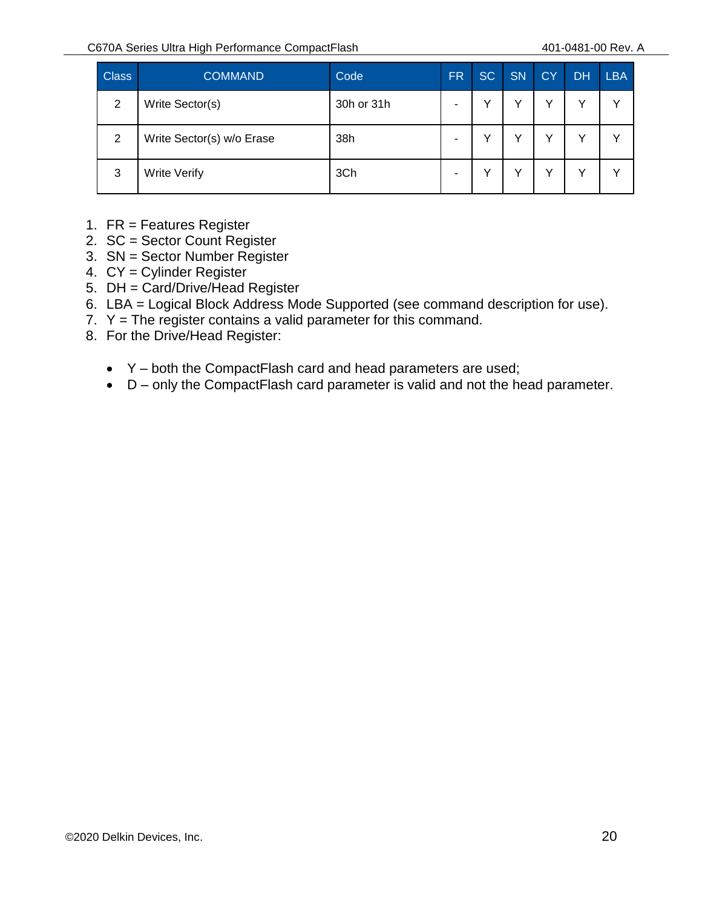| Class | COMMAND | Code | FR | SC | SN | CY | DH | LBA |
|---|---|---|---|---|---|---|---|---|
| 2 | Write Sector(s) | 30h or 31h | - | Y | Y | Y | Y | Y |
| 2 | Write Sector(s) w/o Erase | 38h | - | Y | Y | Y | Y | Y |
| 3 | Write Verify | 3Ch | - | Y | Y | Y | Y | Y |

1. FR = Features Register
2. SC = Sector Count Register
3. SN = Sector Number Register
4. CY = Cylinder Register
5. DH = Card/Drive/Head Register
6. LBA = Logical Block Address Mode Supported (see command description for use).
7. Y = The register contains a valid parameter for this command.
8. For the Drive/Head Register:

   - Y – both the CompactFlash card and head parameters are used;
   - D – only the CompactFlash card parameter is valid and not the head parameter.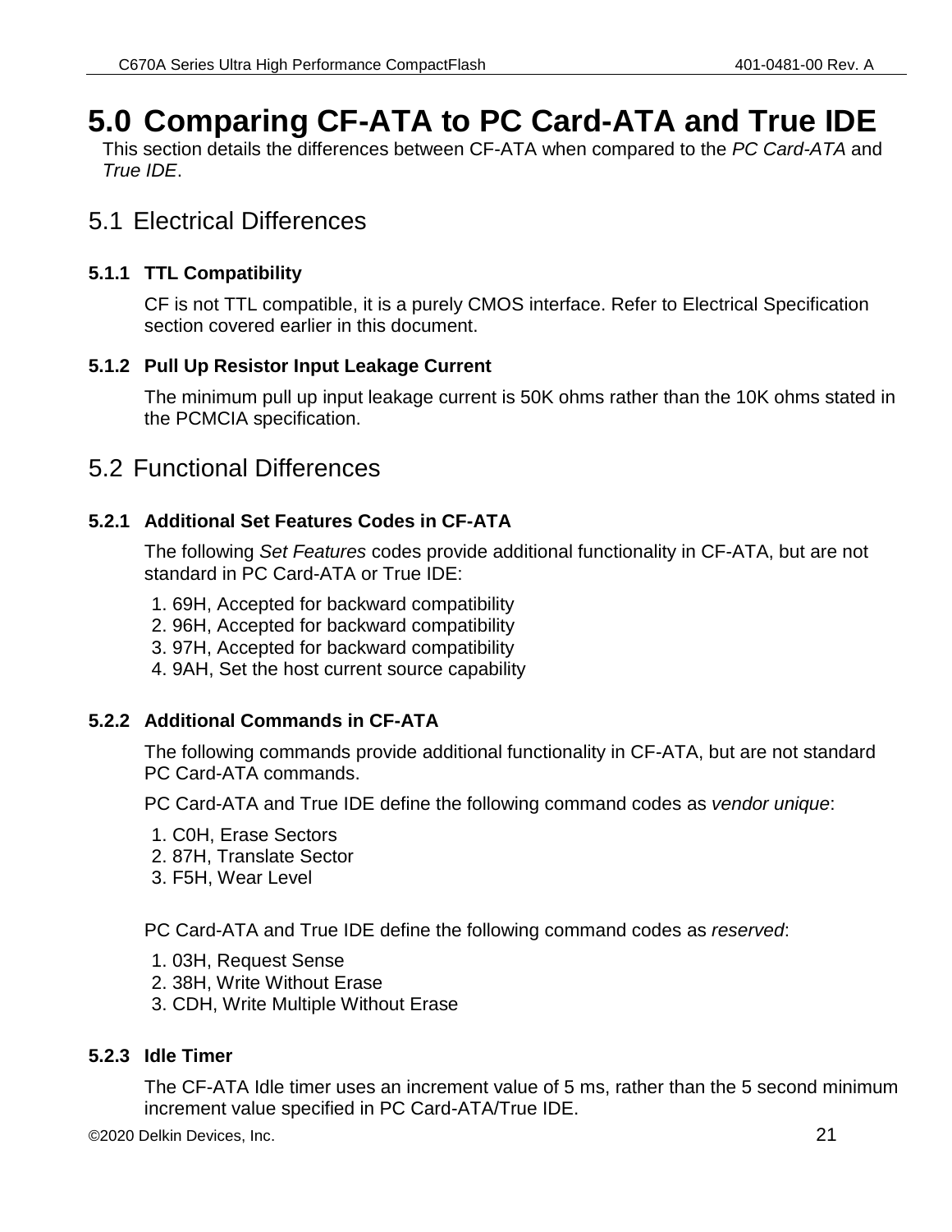# 5.0 Comparing CF-ATA to PC Card-ATA and True IDE

This section details the differences between CF-ATA when compared to the *PC Card-ATA* and *True IDE*.

## 5.1 Electrical Differences

### 5.1.1 TTL Compatibility

CF is not TTL compatible, it is a purely CMOS interface. Refer to Electrical Specification section covered earlier in this document.

### 5.1.2 Pull Up Resistor Input Leakage Current

The minimum pull up input leakage current is 50K ohms rather than the 10K ohms stated in the PCMCIA specification.

## 5.2 Functional Differences

### 5.2.1 Additional Set Features Codes in CF-ATA

The following *Set Features* codes provide additional functionality in CF-ATA, but are not standard in PC Card-ATA or True IDE:

1. 69H, Accepted for backward compatibility
2. 96H, Accepted for backward compatibility
3. 97H, Accepted for backward compatibility
4. 9AH, Set the host current source capability

### 5.2.2 Additional Commands in CF-ATA

The following commands provide additional functionality in CF-ATA, but are not standard PC Card-ATA commands.

PC Card-ATA and True IDE define the following command codes as *vendor unique*:

1. C0H, Erase Sectors
2. 87H, Translate Sector
3. F5H, Wear Level

PC Card-ATA and True IDE define the following command codes as *reserved*:

1. 03H, Request Sense
2. 38H, Write Without Erase
3. CDH, Write Multiple Without Erase

### 5.2.3 Idle Timer

The CF-ATA Idle timer uses an increment value of 5 ms, rather than the 5 second minimum increment value specified in PC Card-ATA/True IDE.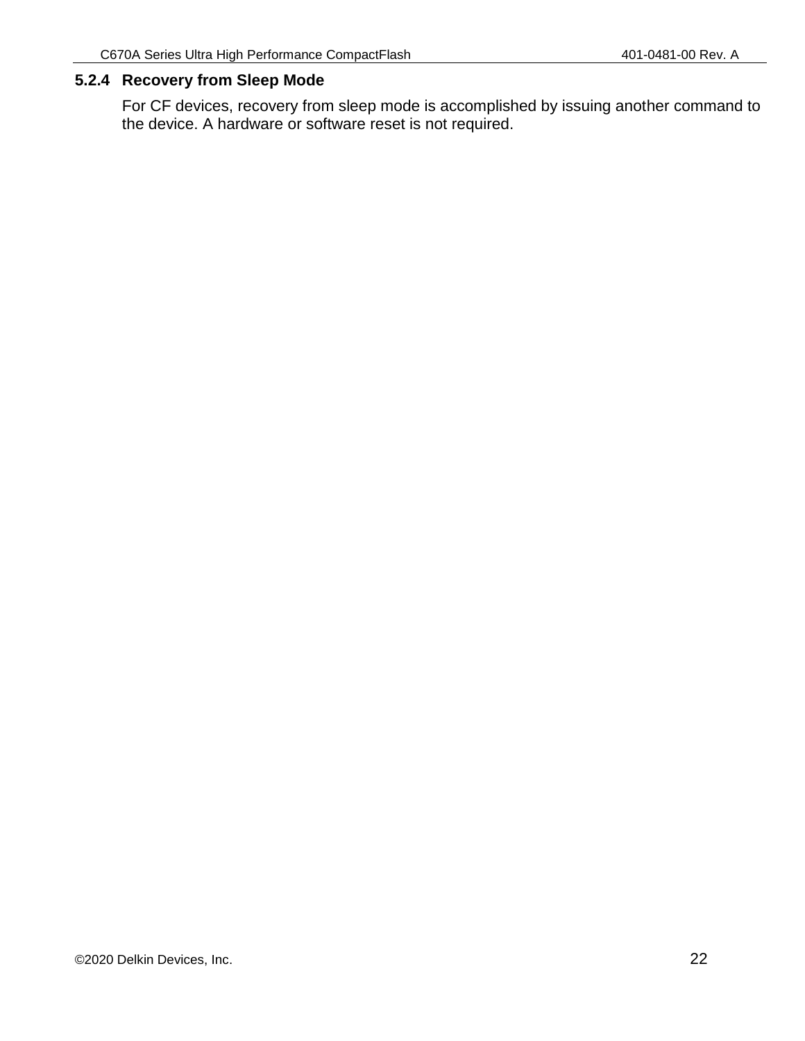### 5.2.4 Recovery from Sleep Mode

For CF devices, recovery from sleep mode is accomplished by issuing another command to the device. A hardware or software reset is not required.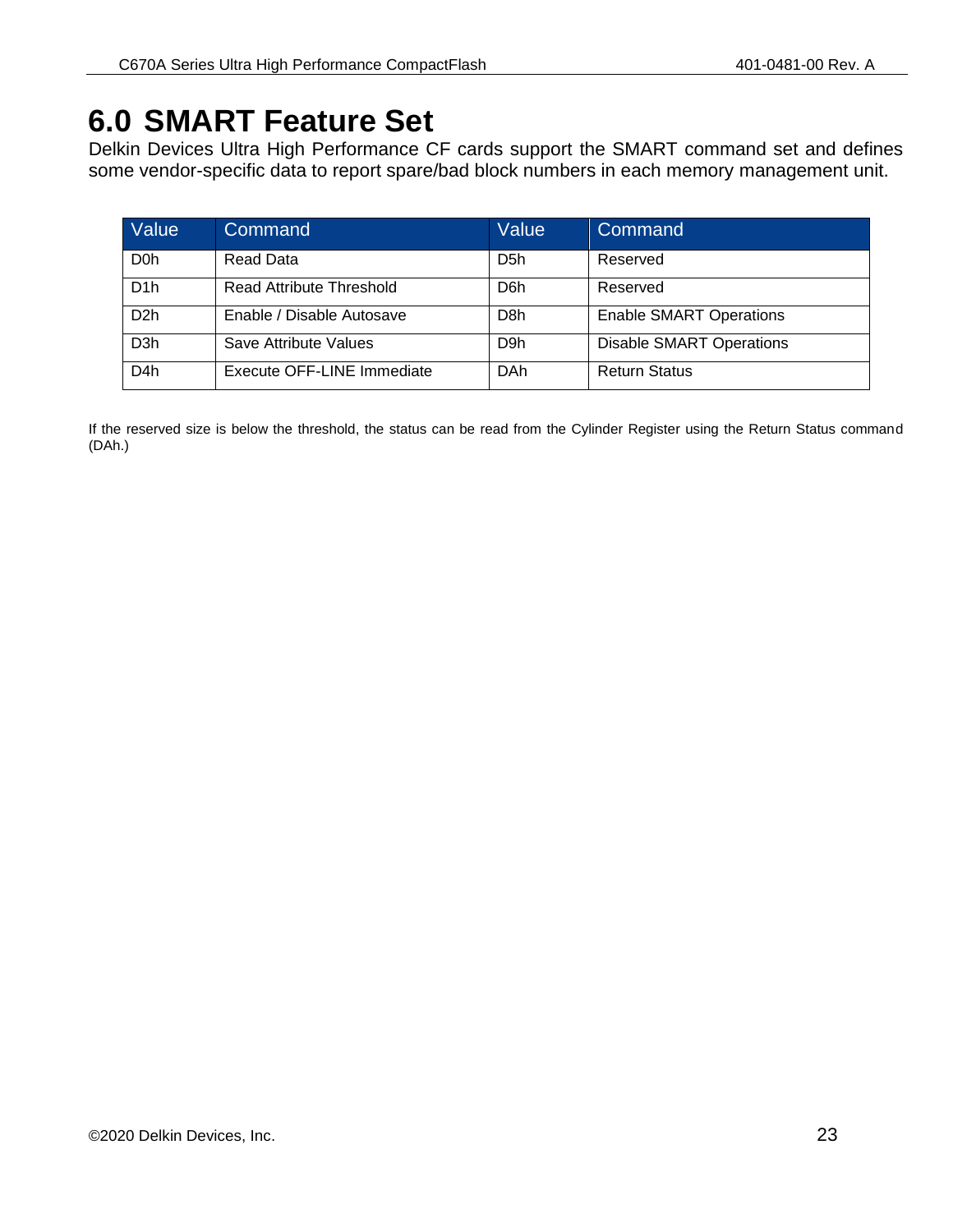# 6.0 SMART Feature Set

Delkin Devices Ultra High Performance CF cards support the SMART command set and defines some vendor-specific data to report spare/bad block numbers in each memory management unit.

| Value | Command | Value | Command |
|---|---|---|---|
| D0h | Read Data | D5h | Reserved |
| D1h | Read Attribute Threshold | D6h | Reserved |
| D2h | Enable / Disable Autosave | D8h | Enable SMART Operations |
| D3h | Save Attribute Values | D9h | Disable SMART Operations |
| D4h | Execute OFF-LINE Immediate | DAh | Return Status |

If the reserved size is below the threshold, the status can be read from the Cylinder Register using the Return Status command (DAh.)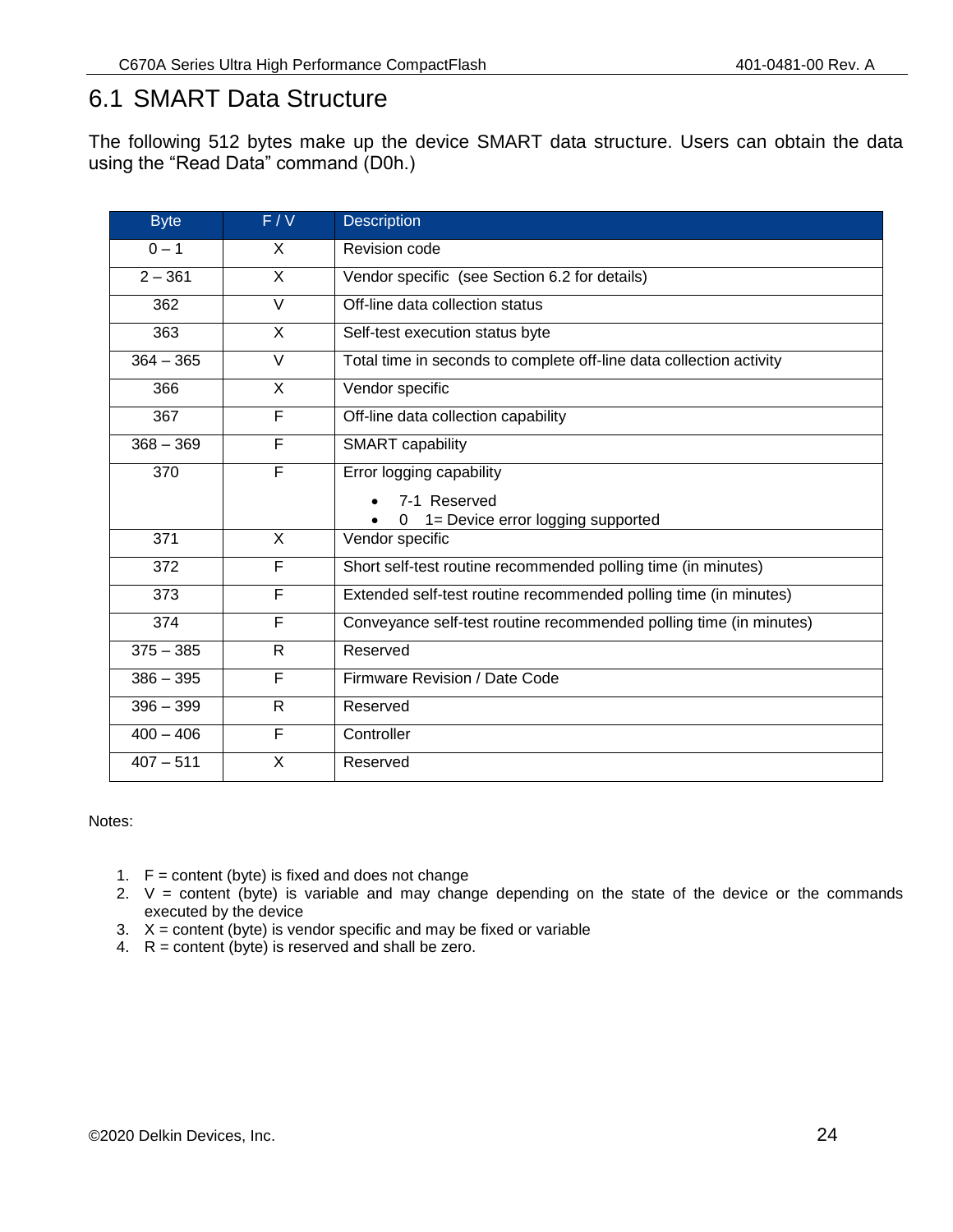## 6.1 SMART Data Structure

The following 512 bytes make up the device SMART data structure. Users can obtain the data using the "Read Data" command (D0h.)

| Byte | F / V | Description |
|---|---|---|
| 0 – 1 | X | Revision code |
| 2 – 361 | X | Vendor specific (see Section 6.2 for details) |
| 362 | V | Off-line data collection status |
| 363 | X | Self-test execution status byte |
| 364 – 365 | V | Total time in seconds to complete off-line data collection activity |
| 366 | X | Vendor specific |
| 367 | F | Off-line data collection capability |
| 368 – 369 | F | SMART capability |
| 370 | F | Error logging capability<br>• 7-1 Reserved<br>• 0 1= Device error logging supported |
| 371 | X | Vendor specific |
| 372 | F | Short self-test routine recommended polling time (in minutes) |
| 373 | F | Extended self-test routine recommended polling time (in minutes) |
| 374 | F | Conveyance self-test routine recommended polling time (in minutes) |
| 375 – 385 | R | Reserved |
| 386 – 395 | F | Firmware Revision / Date Code |
| 396 – 399 | R | Reserved |
| 400 – 406 | F | Controller |
| 407 – 511 | X | Reserved |

Notes:

1. F = content (byte) is fixed and does not change
2. V = content (byte) is variable and may change depending on the state of the device or the commands executed by the device
3. X = content (byte) is vendor specific and may be fixed or variable
4. R = content (byte) is reserved and shall be zero.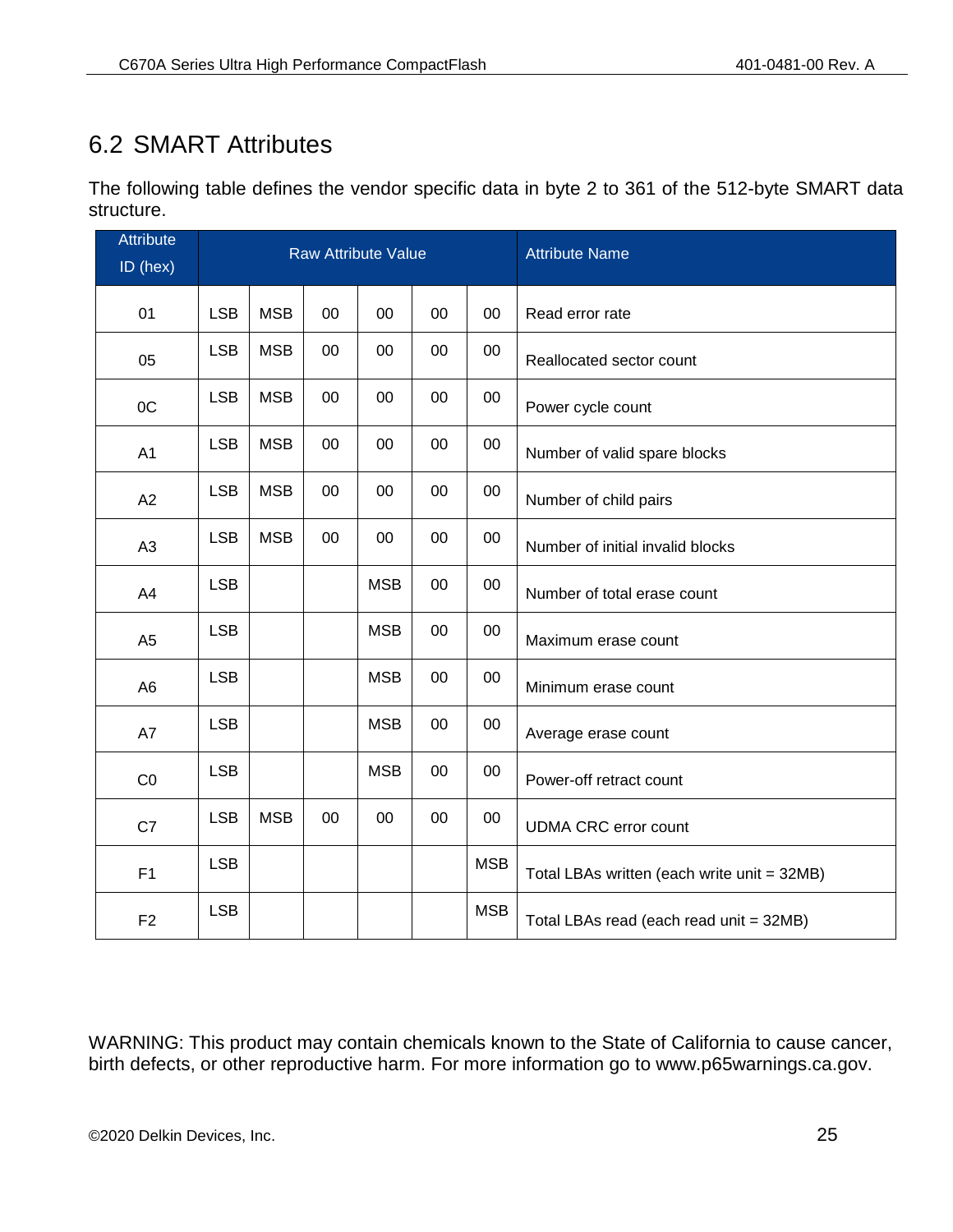## 6.2 SMART Attributes

The following table defines the vendor specific data in byte 2 to 361 of the 512-byte SMART data structure.

| Attribute ID (hex) | Raw Attribute Value | | | | | | Attribute Name |
|---|---|---|---|---|---|---|---|
| 01 | LSB | MSB | 00 | 00 | 00 | 00 | Read error rate |
| 05 | LSB | MSB | 00 | 00 | 00 | 00 | Reallocated sector count |
| 0C | LSB | MSB | 00 | 00 | 00 | 00 | Power cycle count |
| A1 | LSB | MSB | 00 | 00 | 00 | 00 | Number of valid spare blocks |
| A2 | LSB | MSB | 00 | 00 | 00 | 00 | Number of child pairs |
| A3 | LSB | MSB | 00 | 00 | 00 | 00 | Number of initial invalid blocks |
| A4 | LSB | | | MSB | 00 | 00 | Number of total erase count |
| A5 | LSB | | | MSB | 00 | 00 | Maximum erase count |
| A6 | LSB | | | MSB | 00 | 00 | Minimum erase count |
| A7 | LSB | | | MSB | 00 | 00 | Average erase count |
| C0 | LSB | | | MSB | 00 | 00 | Power-off retract count |
| C7 | LSB | MSB | 00 | 00 | 00 | 00 | UDMA CRC error count |
| F1 | LSB | | | | | MSB | Total LBAs written (each write unit = 32MB) |
| F2 | LSB | | | | | MSB | Total LBAs read (each read unit = 32MB) |

WARNING: This product may contain chemicals known to the State of California to cause cancer, birth defects, or other reproductive harm. For more information go to www.p65warnings.ca.gov.

©2020 Delkin Devices, Inc.